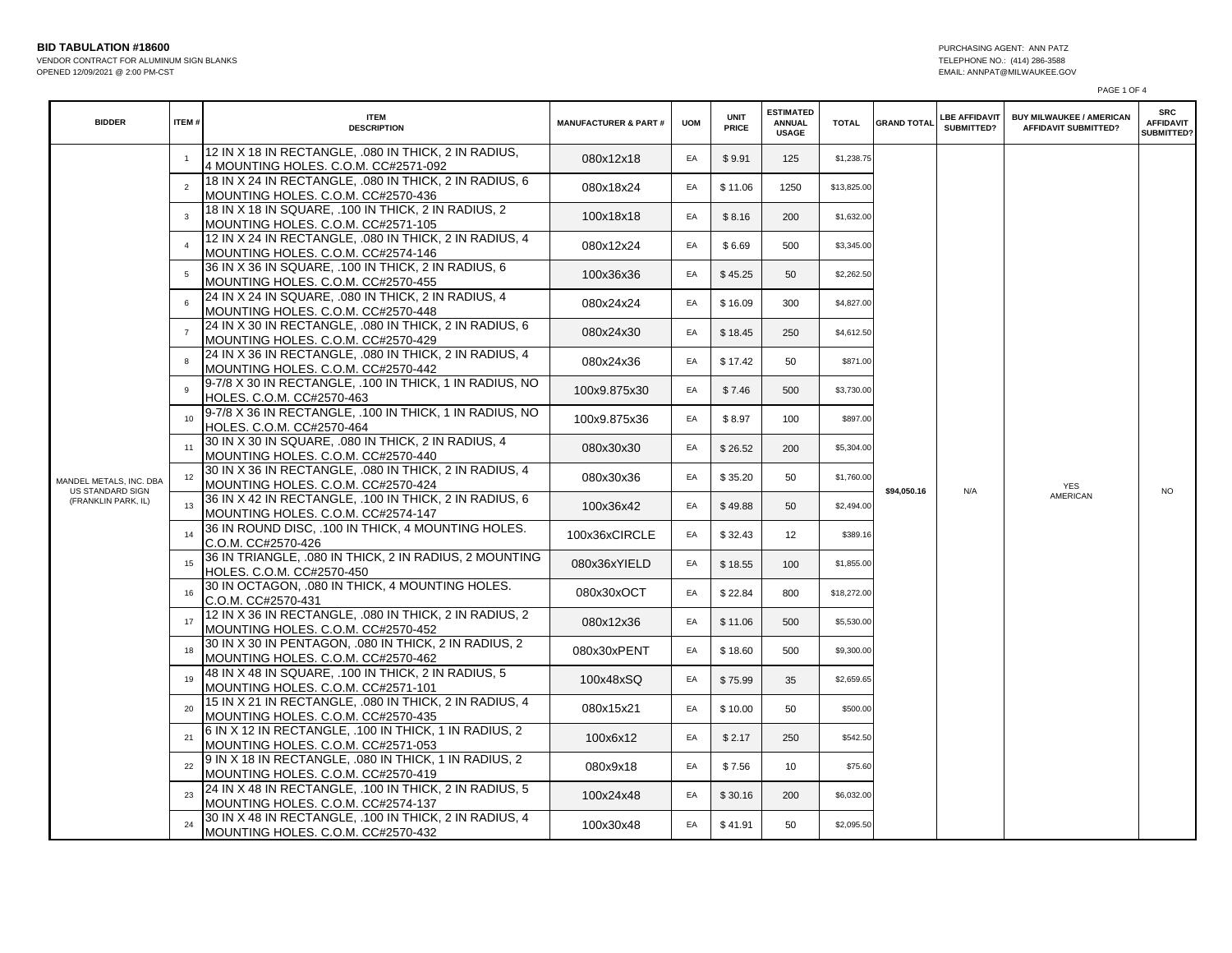**BID TABULATION #18600**

VENDOR CONTRACT FOR ALUMINUM SIGN BLANKS

OPENED 12/09/2021 @ 2:00 PM-CST

PURCHASING AGENT: ANN PATZ

TELEPHONE NO.: (414) 286-3588

EMAIL: ANNPAT@MILWAUKEE.GOV

| BIDDER | ITEM # | ITEM DESCRIPTION | MANUFACTURER & PART # | UOM | UNIT PRICE | ESTIMATED ANNUAL USAGE | TOTAL | GRAND TOTAL | LBE AFFIDAVIT SUBMITTED? | BUY MILWAUKEE / AMERICAN AFFIDAVIT SUBMITTED? | SRC AFFIDAVIT SUBMITTED? |
|---|---|---|---|---|---|---|---|---|---|---|---|
| MANDEL METALS, INC. DBA US STANDARD SIGN (FRANKLIN PARK, IL) | 1 | 12 IN X 18 IN RECTANGLE, .080 IN THICK, 2 IN RADIUS, 4 MOUNTING HOLES. C.O.M. CC#2571-092 | 080x12x18 | EA | $ 9.91 | 125 | $1,238.75 | $94,050.16 | N/A | YES AMERICAN | NO |
| | 2 | 18 IN X 24 IN RECTANGLE, .080 IN THICK, 2 IN RADIUS, 6 MOUNTING HOLES. C.O.M. CC#2570-436 | 080x18x24 | EA | $ 11.06 | 1250 | $13,825.00 | | | | |
| | 3 | 18 IN X 18 IN SQUARE, .100 IN THICK, 2 IN RADIUS, 2 MOUNTING HOLES. C.O.M. CC#2571-105 | 100x18x18 | EA | $ 8.16 | 200 | $1,632.00 | | | | |
| | 4 | 12 IN X 24 IN RECTANGLE, .080 IN THICK, 2 IN RADIUS, 4 MOUNTING HOLES. C.O.M. CC#2574-146 | 080x12x24 | EA | $ 6.69 | 500 | $3,345.00 | | | | |
| | 5 | 36 IN X 36 IN SQUARE, .100 IN THICK, 2 IN RADIUS, 6 MOUNTING HOLES. C.O.M. CC#2570-455 | 100x36x36 | EA | $ 45.25 | 50 | $2,262.50 | | | | |
| | 6 | 24 IN X 24 IN SQUARE, .080 IN THICK, 2 IN RADIUS, 4 MOUNTING HOLES. C.O.M. CC#2570-448 | 080x24x24 | EA | $ 16.09 | 300 | $4,827.00 | | | | |
| | 7 | 24 IN X 30 IN RECTANGLE, .080 IN THICK, 2 IN RADIUS, 6 MOUNTING HOLES. C.O.M. CC#2570-429 | 080x24x30 | EA | $ 18.45 | 250 | $4,612.50 | | | | |
| | 8 | 24 IN X 36 IN RECTANGLE, .080 IN THICK, 2 IN RADIUS, 4 MOUNTING HOLES. C.O.M. CC#2570-442 | 080x24x36 | EA | $ 17.42 | 50 | $871.00 | | | | |
| | 9 | 9-7/8 X 30 IN RECTANGLE, .100 IN THICK, 1 IN RADIUS, NO HOLES. C.O.M. CC#2570-463 | 100x9.875x30 | EA | $ 7.46 | 500 | $3,730.00 | | | | |
| | 10 | 9-7/8 X 36 IN RECTANGLE, .100 IN THICK, 1 IN RADIUS, NO HOLES. C.O.M. CC#2570-464 | 100x9.875x36 | EA | $ 8.97 | 100 | $897.00 | | | | |
| | 11 | 30 IN X 30 IN SQUARE, .080 IN THICK, 2 IN RADIUS, 4 MOUNTING HOLES. C.O.M. CC#2570-440 | 080x30x30 | EA | $ 26.52 | 200 | $5,304.00 | | | | |
| | 12 | 30 IN X 36 IN RECTANGLE, .080 IN THICK, 2 IN RADIUS, 4 MOUNTING HOLES. C.O.M. CC#2570-424 | 080x30x36 | EA | $ 35.20 | 50 | $1,760.00 | | | | |
| | 13 | 36 IN X 42 IN RECTANGLE, .100 IN THICK, 2 IN RADIUS, 6 MOUNTING HOLES. C.O.M. CC#2574-147 | 100x36x42 | EA | $ 49.88 | 50 | $2,494.00 | | | | |
| | 14 | 36 IN ROUND DISC, .100 IN THICK, 4 MOUNTING HOLES. C.O.M. CC#2570-426 | 100x36xCIRCLE | EA | $ 32.43 | 12 | $389.16 | | | | |
| | 15 | 36 IN TRIANGLE, .080 IN THICK, 2 IN RADIUS, 2 MOUNTING HOLES. C.O.M. CC#2570-450 | 080x36xYIELD | EA | $ 18.55 | 100 | $1,855.00 | | | | |
| | 16 | 30 IN OCTAGON, .080 IN THICK, 4 MOUNTING HOLES. C.O.M. CC#2570-431 | 080x30xOCT | EA | $ 22.84 | 800 | $18,272.00 | | | | |
| | 17 | 12 IN X 36 IN RECTANGLE, .080 IN THICK, 2 IN RADIUS, 2 MOUNTING HOLES. C.O.M. CC#2570-452 | 080x12x36 | EA | $ 11.06 | 500 | $5,530.00 | | | | |
| | 18 | 30 IN X 30 IN PENTAGON, .080 IN THICK, 2 IN RADIUS, 2 MOUNTING HOLES. C.O.M. CC#2570-462 | 080x30xPENT | EA | $ 18.60 | 500 | $9,300.00 | | | | |
| | 19 | 48 IN X 48 IN SQUARE, .100 IN THICK, 2 IN RADIUS, 5 MOUNTING HOLES. C.O.M. CC#2571-101 | 100x48xSQ | EA | $ 75.99 | 35 | $2,659.65 | | | | |
| | 20 | 15 IN X 21 IN RECTANGLE, .080 IN THICK, 2 IN RADIUS, 4 MOUNTING HOLES. C.O.M. CC#2570-435 | 080x15x21 | EA | $ 10.00 | 50 | $500.00 | | | | |
| | 21 | 6 IN X 12 IN RECTANGLE, .100 IN THICK, 1 IN RADIUS, 2 MOUNTING HOLES. C.O.M. CC#2571-053 | 100x6x12 | EA | $ 2.17 | 250 | $542.50 | | | | |
| | 22 | 9 IN X 18 IN RECTANGLE, .080 IN THICK, 1 IN RADIUS, 2 MOUNTING HOLES. C.O.M. CC#2570-419 | 080x9x18 | EA | $ 7.56 | 10 | $75.60 | | | | |
| | 23 | 24 IN X 48 IN RECTANGLE, .100 IN THICK, 2 IN RADIUS, 5 MOUNTING HOLES. C.O.M. CC#2574-137 | 100x24x48 | EA | $ 30.16 | 200 | $6,032.00 | | | | |
| | 24 | 30 IN X 48 IN RECTANGLE, .100 IN THICK, 2 IN RADIUS, 4 MOUNTING HOLES. C.O.M. CC#2570-432 | 100x30x48 | EA | $ 41.91 | 50 | $2,095.50 | | | | |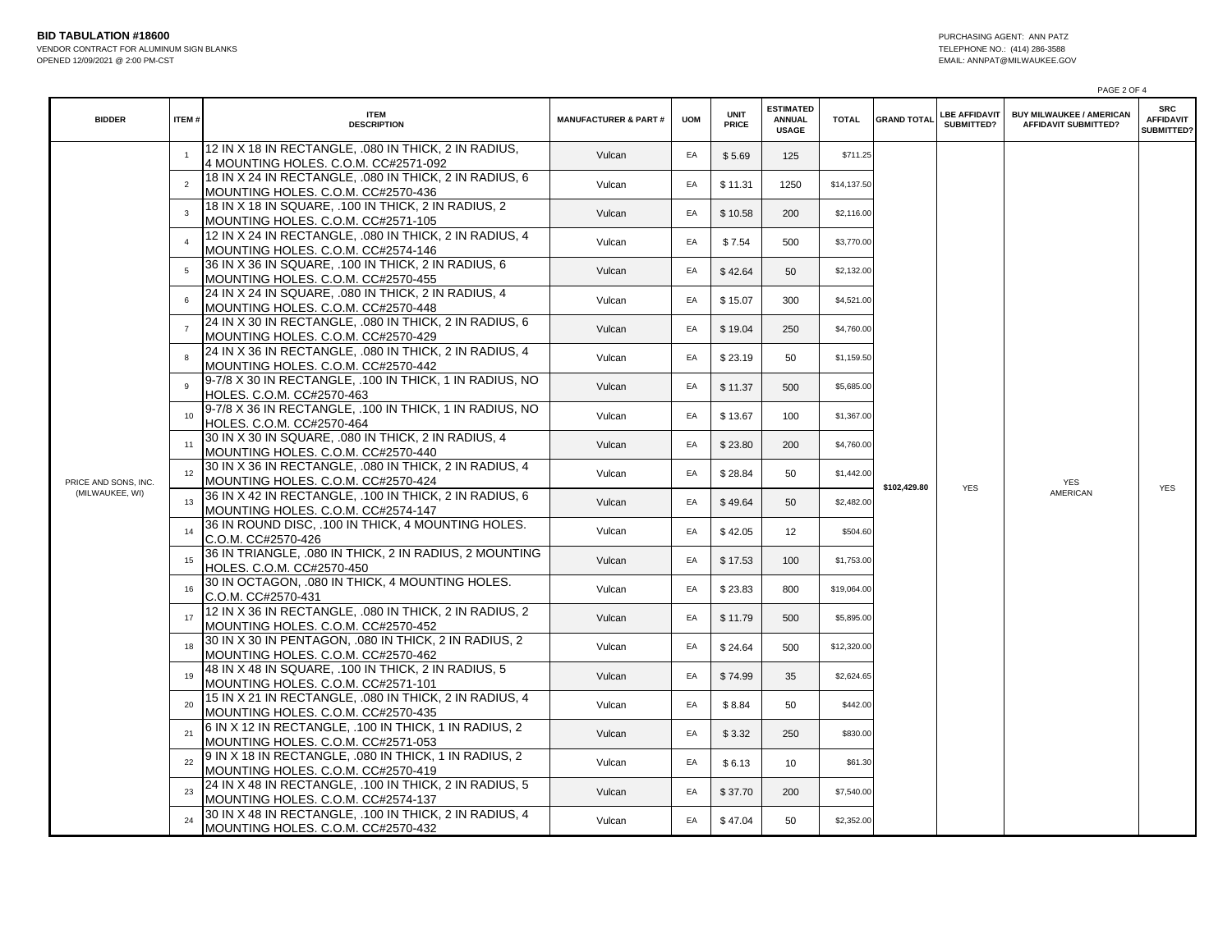**BID TABULATION #18600**
VENDOR CONTRACT FOR ALUMINUM SIGN BLANKS
OPENED 12/09/2021 @ 2:00 PM-CST

PURCHASING AGENT: ANN PATZ
TELEPHONE NO.: (414) 286-3588
EMAIL: ANNPAT@MILWAUKEE.GOV

| BIDDER | ITEM # | ITEM DESCRIPTION | MANUFACTURER & PART # | UOM | UNIT PRICE | ESTIMATED ANNUAL USAGE | TOTAL | GRAND TOTAL | LBE AFFIDAVIT SUBMITTED? | BUY MILWAUKEE / AMERICAN AFFIDAVIT SUBMITTED? | SRC AFFIDAVIT SUBMITTED? |
|---|---|---|---|---|---|---|---|---|---|---|---|
| PRICE AND SONS, INC. (MILWAUKEE, WI) | 1 | 12 IN X 18 IN RECTANGLE, .080 IN THICK, 2 IN RADIUS, 4 MOUNTING HOLES. C.O.M. CC#2571-092 | Vulcan | EA | $ 5.69 | 125 | $711.25 | $102,429.80 | YES | YES AMERICAN | YES |
| | 2 | 18 IN X 24 IN RECTANGLE, .080 IN THICK, 2 IN RADIUS, 6 MOUNTING HOLES. C.O.M. CC#2570-436 | Vulcan | EA | $ 11.31 | 1250 | $14,137.50 | | | | |
| | 3 | 18 IN X 18 IN SQUARE, .100 IN THICK, 2 IN RADIUS, 2 MOUNTING HOLES. C.O.M. CC#2571-105 | Vulcan | EA | $ 10.58 | 200 | $2,116.00 | | | | |
| | 4 | 12 IN X 24 IN RECTANGLE, .080 IN THICK, 2 IN RADIUS, 4 MOUNTING HOLES. C.O.M. CC#2574-146 | Vulcan | EA | $ 7.54 | 500 | $3,770.00 | | | | |
| | 5 | 36 IN X 36 IN SQUARE, .100 IN THICK, 2 IN RADIUS, 6 MOUNTING HOLES. C.O.M. CC#2570-455 | Vulcan | EA | $ 42.64 | 50 | $2,132.00 | | | | |
| | 6 | 24 IN X 24 IN SQUARE, .080 IN THICK, 2 IN RADIUS, 4 MOUNTING HOLES. C.O.M. CC#2570-448 | Vulcan | EA | $ 15.07 | 300 | $4,521.00 | | | | |
| | 7 | 24 IN X 30 IN RECTANGLE, .080 IN THICK, 2 IN RADIUS, 6 MOUNTING HOLES. C.O.M. CC#2570-429 | Vulcan | EA | $ 19.04 | 250 | $4,760.00 | | | | |
| | 8 | 24 IN X 36 IN RECTANGLE, .080 IN THICK, 2 IN RADIUS, 4 MOUNTING HOLES. C.O.M. CC#2570-442 | Vulcan | EA | $ 23.19 | 50 | $1,159.50 | | | | |
| | 9 | 9-7/8 X 30 IN RECTANGLE, .100 IN THICK, 1 IN RADIUS, NO HOLES. C.O.M. CC#2570-463 | Vulcan | EA | $ 11.37 | 500 | $5,685.00 | | | | |
| | 10 | 9-7/8 X 36 IN RECTANGLE, .100 IN THICK, 1 IN RADIUS, NO HOLES. C.O.M. CC#2570-464 | Vulcan | EA | $ 13.67 | 100 | $1,367.00 | | | | |
| | 11 | 30 IN X 30 IN SQUARE, .080 IN THICK, 2 IN RADIUS, 4 MOUNTING HOLES. C.O.M. CC#2570-440 | Vulcan | EA | $ 23.80 | 200 | $4,760.00 | | | | |
| | 12 | 30 IN X 36 IN RECTANGLE, .080 IN THICK, 2 IN RADIUS, 4 MOUNTING HOLES. C.O.M. CC#2570-424 | Vulcan | EA | $ 28.84 | 50 | $1,442.00 | | | | |
| | 13 | 36 IN X 42 IN RECTANGLE, .100 IN THICK, 2 IN RADIUS, 6 MOUNTING HOLES. C.O.M. CC#2574-147 | Vulcan | EA | $ 49.64 | 50 | $2,482.00 | | | | |
| | 14 | 36 IN ROUND DISC, .100 IN THICK, 4 MOUNTING HOLES. C.O.M. CC#2570-426 | Vulcan | EA | $ 42.05 | 12 | $504.60 | | | | |
| | 15 | 36 IN TRIANGLE, .080 IN THICK, 2 IN RADIUS, 2 MOUNTING HOLES. C.O.M. CC#2570-450 | Vulcan | EA | $ 17.53 | 100 | $1,753.00 | | | | |
| | 16 | 30 IN OCTAGON, .080 IN THICK, 4 MOUNTING HOLES. C.O.M. CC#2570-431 | Vulcan | EA | $ 23.83 | 800 | $19,064.00 | | | | |
| | 17 | 12 IN X 36 IN RECTANGLE, .080 IN THICK, 2 IN RADIUS, 2 MOUNTING HOLES. C.O.M. CC#2570-452 | Vulcan | EA | $ 11.79 | 500 | $5,895.00 | | | | |
| | 18 | 30 IN X 30 IN PENTAGON, .080 IN THICK, 2 IN RADIUS, 2 MOUNTING HOLES. C.O.M. CC#2570-462 | Vulcan | EA | $ 24.64 | 500 | $12,320.00 | | | | |
| | 19 | 48 IN X 48 IN SQUARE, .100 IN THICK, 2 IN RADIUS, 5 MOUNTING HOLES. C.O.M. CC#2571-101 | Vulcan | EA | $ 74.99 | 35 | $2,624.65 | | | | |
| | 20 | 15 IN X 21 IN RECTANGLE, .080 IN THICK, 2 IN RADIUS, 4 MOUNTING HOLES. C.O.M. CC#2570-435 | Vulcan | EA | $ 8.84 | 50 | $442.00 | | | | |
| | 21 | 6 IN X 12 IN RECTANGLE, .100 IN THICK, 1 IN RADIUS, 2 MOUNTING HOLES. C.O.M. CC#2571-053 | Vulcan | EA | $ 3.32 | 250 | $830.00 | | | | |
| | 22 | 9 IN X 18 IN RECTANGLE, .080 IN THICK, 1 IN RADIUS, 2 MOUNTING HOLES. C.O.M. CC#2570-419 | Vulcan | EA | $ 6.13 | 10 | $61.30 | | | | |
| | 23 | 24 IN X 48 IN RECTANGLE, .100 IN THICK, 2 IN RADIUS, 5 MOUNTING HOLES. C.O.M. CC#2574-137 | Vulcan | EA | $ 37.70 | 200 | $7,540.00 | | | | |
| | 24 | 30 IN X 48 IN RECTANGLE, .100 IN THICK, 2 IN RADIUS, 4 MOUNTING HOLES. C.O.M. CC#2570-432 | Vulcan | EA | $ 47.04 | 50 | $2,352.00 | | | | |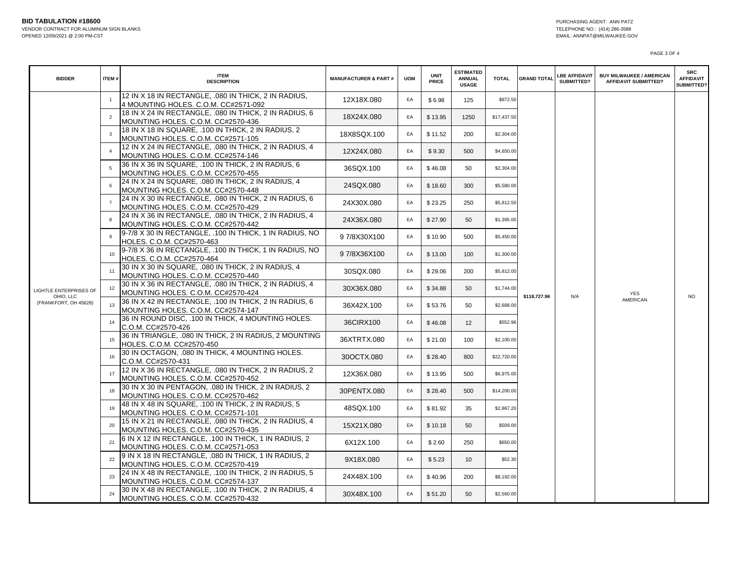**BID TABULATION #18600**
VENDOR CONTRACT FOR ALUMINUM SIGN BLANKS
OPENED 12/09/2021 @ 2:00 PM-CST

PURCHASING AGENT: ANN PATZ
TELEPHONE NO.: (414) 286-3588
EMAIL: ANNPAT@MILWAUKEE.GOV

| BIDDER | ITEM # | ITEM DESCRIPTION | MANUFACTURER & PART # | UOM | UNIT PRICE | ESTIMATED ANNUAL USAGE | TOTAL | GRAND TOTAL | LBE AFFIDAVIT SUBMITTED? | BUY MILWAUKEE / AMERICAN AFFIDAVIT SUBMITTED? | SRC AFFIDAVIT SUBMITTED? |
|---|---|---|---|---|---|---|---|---|---|---|---|
| LIGHTLE ENTERPRISES OF OHIO, LLC (FRANKFORT, OH 45628) | 1 | 12 IN X 18 IN RECTANGLE, .080 IN THICK, 2 IN RADIUS, 4 MOUNTING HOLES. C.O.M. CC#2571-092 | 12X18X.080 | EA | $ 6.98 | 125 | $872.50 | $118,727.96 | N/A | YES AMERICAN | NO |
| | 2 | 18 IN X 24 IN RECTANGLE, .080 IN THICK, 2 IN RADIUS, 6 MOUNTING HOLES. C.O.M. CC#2570-436 | 18X24X.080 | EA | $ 13.95 | 1250 | $17,437.50 | | | | |
| | 3 | 18 IN X 18 IN SQUARE, .100 IN THICK, 2 IN RADIUS, 2 MOUNTING HOLES. C.O.M. CC#2571-105 | 18X8SQX.100 | EA | $ 11.52 | 200 | $2,304.00 | | | | |
| | 4 | 12 IN X 24 IN RECTANGLE, .080 IN THICK, 2 IN RADIUS, 4 MOUNTING HOLES. C.O.M. CC#2574-146 | 12X24X.080 | EA | $ 9.30 | 500 | $4,650.00 | | | | |
| | 5 | 36 IN X 36 IN SQUARE, .100 IN THICK, 2 IN RADIUS, 6 MOUNTING HOLES. C.O.M. CC#2570-455 | 36SQX.100 | EA | $ 46.08 | 50 | $2,304.00 | | | | |
| | 6 | 24 IN X 24 IN SQUARE, .080 IN THICK, 2 IN RADIUS, 4 MOUNTING HOLES. C.O.M. CC#2570-448 | 24SQX.080 | EA | $ 18.60 | 300 | $5,580.00 | | | | |
| | 7 | 24 IN X 30 IN RECTANGLE, .080 IN THICK, 2 IN RADIUS, 6 MOUNTING HOLES. C.O.M. CC#2570-429 | 24X30X.080 | EA | $ 23.25 | 250 | $5,812.50 | | | | |
| | 8 | 24 IN X 36 IN RECTANGLE, .080 IN THICK, 2 IN RADIUS, 4 MOUNTING HOLES. C.O.M. CC#2570-442 | 24X36X.080 | EA | $ 27.90 | 50 | $1,395.00 | | | | |
| | 9 | 9-7/8 X 30 IN RECTANGLE, .100 IN THICK, 1 IN RADIUS, NO HOLES. C.O.M. CC#2570-463 | 9 7/8X30X100 | EA | $ 10.90 | 500 | $5,450.00 | | | | |
| | 10 | 9-7/8 X 36 IN RECTANGLE, .100 IN THICK, 1 IN RADIUS, NO HOLES. C.O.M. CC#2570-464 | 9 7/8X36X100 | EA | $ 13.00 | 100 | $1,300.00 | | | | |
| | 11 | 30 IN X 30 IN SQUARE, .080 IN THICK, 2 IN RADIUS, 4 MOUNTING HOLES. C.O.M. CC#2570-440 | 30SQX.080 | EA | $ 29.06 | 200 | $5,812.00 | | | | |
| | 12 | 30 IN X 36 IN RECTANGLE, .080 IN THICK, 2 IN RADIUS, 4 MOUNTING HOLES. C.O.M. CC#2570-424 | 30X36X.080 | EA | $ 34.88 | 50 | $1,744.00 | | | | |
| | 13 | 36 IN X 42 IN RECTANGLE, .100 IN THICK, 2 IN RADIUS, 6 MOUNTING HOLES. C.O.M. CC#2574-147 | 36X42X.100 | EA | $ 53.76 | 50 | $2,688.00 | | | | |
| | 14 | 36 IN ROUND DISC, .100 IN THICK, 4 MOUNTING HOLES. C.O.M. CC#2570-426 | 36CIRX100 | EA | $ 46.08 | 12 | $552.96 | | | | |
| | 15 | 36 IN TRIANGLE, .080 IN THICK, 2 IN RADIUS, 2 MOUNTING HOLES. C.O.M. CC#2570-450 | 36XTRTX.080 | EA | $ 21.00 | 100 | $2,100.00 | | | | |
| | 16 | 30 IN OCTAGON, .080 IN THICK, 4 MOUNTING HOLES. C.O.M. CC#2570-431 | 30OCTX.080 | EA | $ 28.40 | 800 | $22,720.00 | | | | |
| | 17 | 12 IN X 36 IN RECTANGLE, .080 IN THICK, 2 IN RADIUS, 2 MOUNTING HOLES. C.O.M. CC#2570-452 | 12X36X.080 | EA | $ 13.95 | 500 | $6,975.00 | | | | |
| | 18 | 30 IN X 30 IN PENTAGON, .080 IN THICK, 2 IN RADIUS, 2 MOUNTING HOLES. C.O.M. CC#2570-462 | 30PENTX.080 | EA | $ 28.40 | 500 | $14,200.00 | | | | |
| | 19 | 48 IN X 48 IN SQUARE, .100 IN THICK, 2 IN RADIUS, 5 MOUNTING HOLES. C.O.M. CC#2571-101 | 48SQX.100 | EA | $ 81.92 | 35 | $2,867.20 | | | | |
| | 20 | 15 IN X 21 IN RECTANGLE, .080 IN THICK, 2 IN RADIUS, 4 MOUNTING HOLES. C.O.M. CC#2570-435 | 15X21X.080 | EA | $ 10.18 | 50 | $509.00 | | | | |
| | 21 | 6 IN X 12 IN RECTANGLE, .100 IN THICK, 1 IN RADIUS, 2 MOUNTING HOLES. C.O.M. CC#2571-053 | 6X12X.100 | EA | $ 2.60 | 250 | $650.00 | | | | |
| | 22 | 9 IN X 18 IN RECTANGLE, .080 IN THICK, 1 IN RADIUS, 2 MOUNTING HOLES. C.O.M. CC#2570-419 | 9X18X.080 | EA | $ 5.23 | 10 | $52.30 | | | | |
| | 23 | 24 IN X 48 IN RECTANGLE, .100 IN THICK, 2 IN RADIUS, 5 MOUNTING HOLES. C.O.M. CC#2574-137 | 24X48X.100 | EA | $ 40.96 | 200 | $8,192.00 | | | | |
| | 24 | 30 IN X 48 IN RECTANGLE, .100 IN THICK, 2 IN RADIUS, 4 MOUNTING HOLES. C.O.M. CC#2570-432 | 30X48X.100 | EA | $ 51.20 | 50 | $2,560.00 | | | | |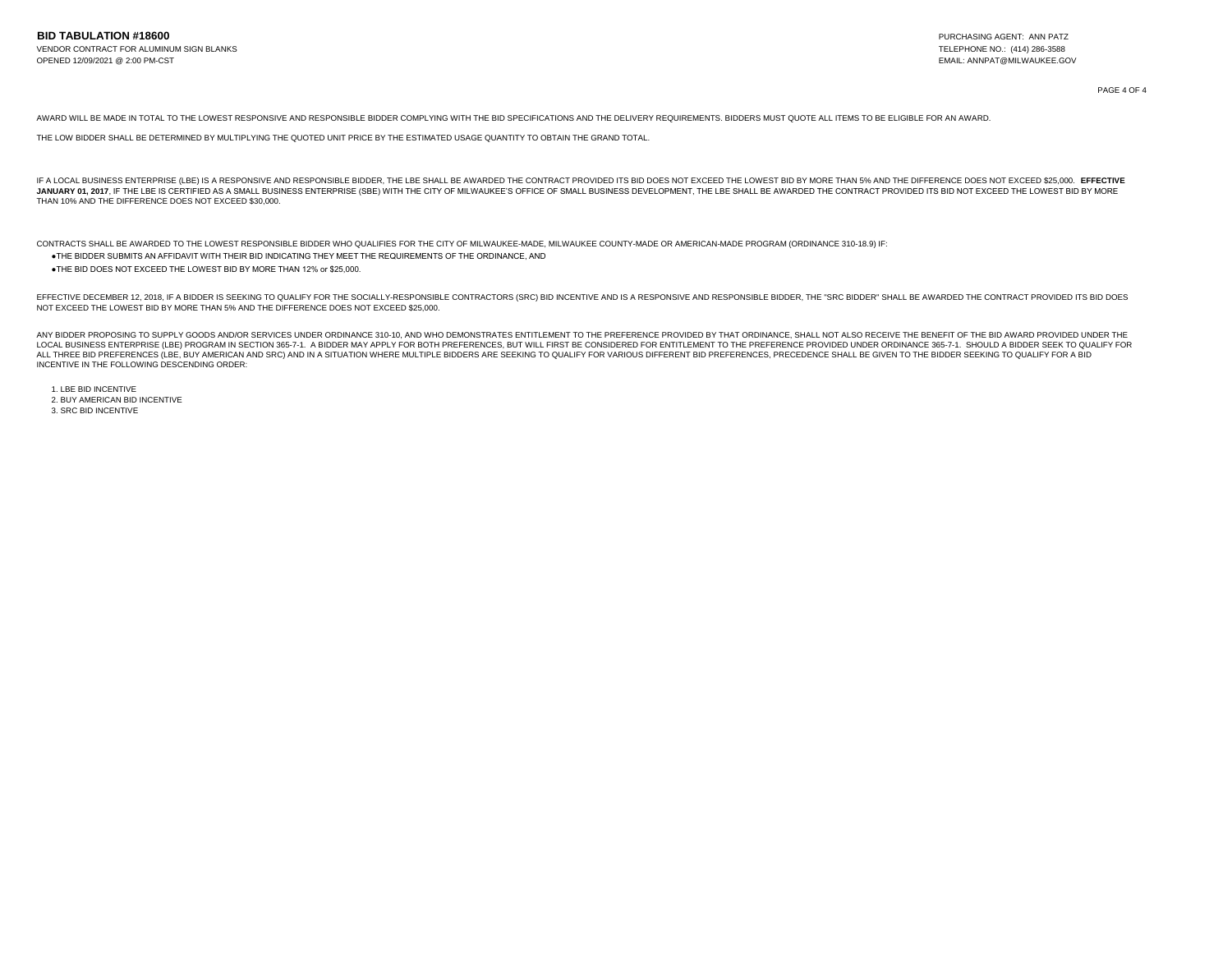**BID TABULATION #18600**

VENDOR CONTRACT FOR ALUMINUM SIGN BLANKS

OPENED 12/09/2021 @ 2:00 PM-CST

PURCHASING AGENT: ANN PATZ

TELEPHONE NO.: (414) 286-3588

EMAIL: ANNPAT@MILWAUKEE.GOV

AWARD WILL BE MADE IN TOTAL TO THE LOWEST RESPONSIVE AND RESPONSIBLE BIDDER COMPLYING WITH THE BID SPECIFICATIONS AND THE DELIVERY REQUIREMENTS. BIDDERS MUST QUOTE ALL ITEMS TO BE ELIGIBLE FOR AN AWARD.

THE LOW BIDDER SHALL BE DETERMINED BY MULTIPLYING THE QUOTED UNIT PRICE BY THE ESTIMATED USAGE QUANTITY TO OBTAIN THE GRAND TOTAL.

IF A LOCAL BUSINESS ENTERPRISE (LBE) IS A RESPONSIVE AND RESPONSIBLE BIDDER, THE LBE SHALL BE AWARDED THE CONTRACT PROVIDED ITS BID DOES NOT EXCEED THE LOWEST BID BY MORE THAN 5% AND THE DIFFERENCE DOES NOT EXCEED $25,000. **EFFECTIVE JANUARY 01, 2017**, IF THE LBE IS CERTIFIED AS A SMALL BUSINESS ENTERPRISE (SBE) WITH THE CITY OF MILWAUKEE'S OFFICE OF SMALL BUSINESS DEVELOPMENT, THE LBE SHALL BE AWARDED THE CONTRACT PROVIDED ITS BID NOT EXCEED THE LOWEST BID BY MORE THAN 10% AND THE DIFFERENCE DOES NOT EXCEED $30,000.

CONTRACTS SHALL BE AWARDED TO THE LOWEST RESPONSIBLE BIDDER WHO QUALIFIES FOR THE CITY OF MILWAUKEE-MADE, MILWAUKEE COUNTY-MADE OR AMERICAN-MADE PROGRAM (ORDINANCE 310-18.9) IF:

- THE BIDDER SUBMITS AN AFFIDAVIT WITH THEIR BID INDICATING THEY MEET THE REQUIREMENTS OF THE ORDINANCE, AND
- THE BID DOES NOT EXCEED THE LOWEST BID BY MORE THAN 12% or $25,000.

EFFECTIVE DECEMBER 12, 2018, IF A BIDDER IS SEEKING TO QUALIFY FOR THE SOCIALLY-RESPONSIBLE CONTRACTORS (SRC) BID INCENTIVE AND IS A RESPONSIVE AND RESPONSIBLE BIDDER, THE "SRC BIDDER" SHALL BE AWARDED THE CONTRACT PROVIDED ITS BID DOES NOT EXCEED THE LOWEST BID BY MORE THAN 5% AND THE DIFFERENCE DOES NOT EXCEED $25,000.

ANY BIDDER PROPOSING TO SUPPLY GOODS AND/OR SERVICES UNDER ORDINANCE 310-10, AND WHO DEMONSTRATES ENTITLEMENT TO THE PREFERENCE PROVIDED BY THAT ORDINANCE, SHALL NOT ALSO RECEIVE THE BENEFIT OF THE BID AWARD PROVIDED UNDER THE LOCAL BUSINESS ENTERPRISE (LBE) PROGRAM IN SECTION 365-7-1. A BIDDER MAY APPLY FOR BOTH PREFERENCES, BUT WILL FIRST BE CONSIDERED FOR ENTITLEMENT TO THE PREFERENCE PROVIDED UNDER ORDINANCE 365-7-1. SHOULD A BIDDER SEEK TO QUALIFY FOR ALL THREE BID PREFERENCES (LBE, BUY AMERICAN AND SRC) AND IN A SITUATION WHERE MULTIPLE BIDDERS ARE SEEKING TO QUALIFY FOR VARIOUS DIFFERENT BID PREFERENCES, PRECEDENCE SHALL BE GIVEN TO THE BIDDER SEEKING TO QUALIFY FOR A BID INCENTIVE IN THE FOLLOWING DESCENDING ORDER:

1. LBE BID INCENTIVE
2. BUY AMERICAN BID INCENTIVE
3. SRC BID INCENTIVE